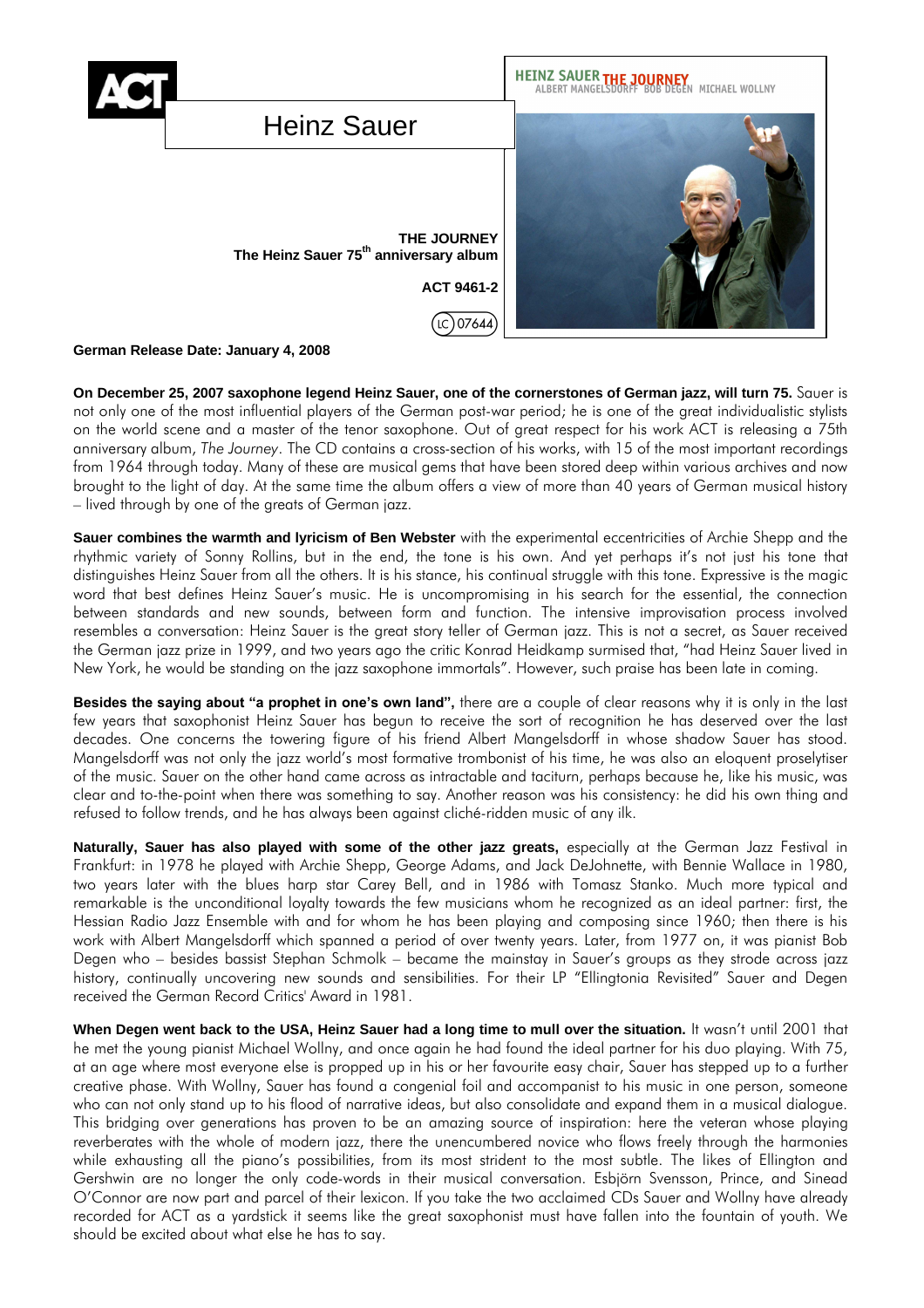ACT

# Heinz Sauer

**THE JOURNEY**
**The Heinz Sauer 75th anniversary album**

**ACT 9461-2**

LC 07644

HEINZ SAUER THE JOURNEY
ALBERT MANGELSDORFF BOB DEGEN MICHAEL WOLLNY

**German Release Date: January 4, 2008**

**On December 25, 2007 saxophone legend Heinz Sauer, one of the cornerstones of German jazz, will turn 75.** Sauer is not only one of the most influential players of the German post-war period; he is one of the great individualistic stylists on the world scene and a master of the tenor saxophone. Out of great respect for his work ACT is releasing a 75th anniversary album, *The Journey*. The CD contains a cross-section of his works, with 15 of the most important recordings from 1964 through today. Many of these are musical gems that have been stored deep within various archives and now brought to the light of day. At the same time the album offers a view of more than 40 years of German musical history – lived through by one of the greats of German jazz.

**Sauer combines the warmth and lyricism of Ben Webster** with the experimental eccentricities of Archie Shepp and the rhythmic variety of Sonny Rollins, but in the end, the tone is his own. And yet perhaps it's not just his tone that distinguishes Heinz Sauer from all the others. It is his stance, his continual struggle with this tone. Expressive is the magic word that best defines Heinz Sauer's music. He is uncompromising in his search for the essential, the connection between standards and new sounds, between form and function. The intensive improvisation process involved resembles a conversation: Heinz Sauer is the great story teller of German jazz. This is not a secret, as Sauer received the German jazz prize in 1999, and two years ago the critic Konrad Heidkamp surmised that, "had Heinz Sauer lived in New York, he would be standing on the jazz saxophone immortals". However, such praise has been late in coming.

**Besides the saying about "a prophet in one's own land",** there are a couple of clear reasons why it is only in the last few years that saxophonist Heinz Sauer has begun to receive the sort of recognition he has deserved over the last decades. One concerns the towering figure of his friend Albert Mangelsdorff in whose shadow Sauer has stood. Mangelsdorff was not only the jazz world's most formative trombonist of his time, he was also an eloquent proselytiser of the music. Sauer on the other hand came across as intractable and taciturn, perhaps because he, like his music, was clear and to-the-point when there was something to say. Another reason was his consistency: he did his own thing and refused to follow trends, and he has always been against cliché-ridden music of any ilk.

**Naturally, Sauer has also played with some of the other jazz greats,** especially at the German Jazz Festival in Frankfurt: in 1978 he played with Archie Shepp, George Adams, and Jack DeJohnette, with Bennie Wallace in 1980, two years later with the blues harp star Carey Bell, and in 1986 with Tomasz Stanko. Much more typical and remarkable is the unconditional loyalty towards the few musicians whom he recognized as an ideal partner: first, the Hessian Radio Jazz Ensemble with and for whom he has been playing and composing since 1960; then there is his work with Albert Mangelsdorff which spanned a period of over twenty years. Later, from 1977 on, it was pianist Bob Degen who – besides bassist Stephan Schmolk – became the mainstay in Sauer's groups as they strode across jazz history, continually uncovering new sounds and sensibilities. For their LP "Ellingtonia Revisited" Sauer and Degen received the German Record Critics' Award in 1981.

**When Degen went back to the USA, Heinz Sauer had a long time to mull over the situation.** It wasn't until 2001 that he met the young pianist Michael Wollny, and once again he had found the ideal partner for his duo playing. With 75, at an age where most everyone else is propped up in his or her favourite easy chair, Sauer has stepped up to a further creative phase. With Wollny, Sauer has found a congenial foil and accompanist to his music in one person, someone who can not only stand up to his flood of narrative ideas, but also consolidate and expand them in a musical dialogue. This bridging over generations has proven to be an amazing source of inspiration: here the veteran whose playing reverberates with the whole of modern jazz, there the unencumbered novice who flows freely through the harmonies while exhausting all the piano's possibilities, from its most strident to the most subtle. The likes of Ellington and Gershwin are no longer the only code-words in their musical conversation. Esbjörn Svensson, Prince, and Sinead O'Connor are now part and parcel of their lexicon. If you take the two acclaimed CDs Sauer and Wollny have already recorded for ACT as a yardstick it seems like the great saxophonist must have fallen into the fountain of youth. We should be excited about what else he has to say.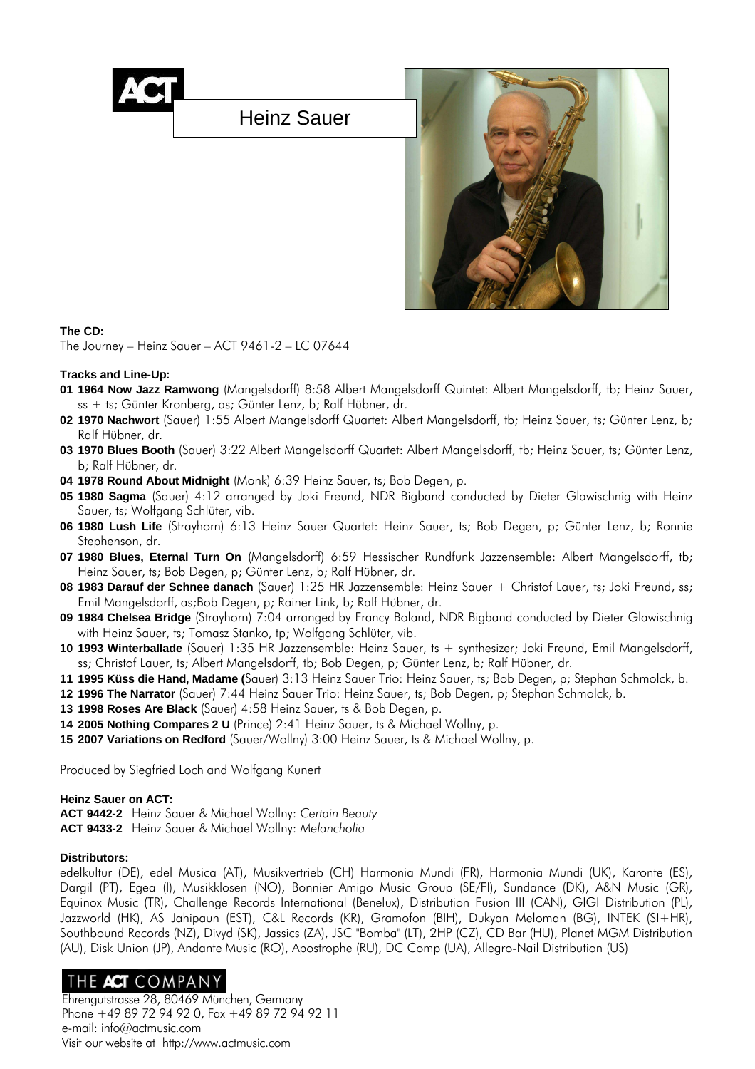ACT

# Heinz Sauer

**The CD:**

The Journey – Heinz Sauer – ACT 9461-2 – LC 07644

**Tracks and Line-Up:**

**01 1964 Now Jazz Ramwong** (Mangelsdorff) 8:58 Albert Mangelsdorff Quintet: Albert Mangelsdorff, tb; Heinz Sauer, ss + ts; Günter Kronberg, as; Günter Lenz, b; Ralf Hübner, dr.

**02 1970 Nachwort** (Sauer) 1:55 Albert Mangelsdorff Quartet: Albert Mangelsdorff, tb; Heinz Sauer, ts; Günter Lenz, b; Ralf Hübner, dr.

**03 1970 Blues Booth** (Sauer) 3:22 Albert Mangelsdorff Quartet: Albert Mangelsdorff, tb; Heinz Sauer, ts; Günter Lenz, b; Ralf Hübner, dr.

**04 1978 Round About Midnight** (Monk) 6:39 Heinz Sauer, ts; Bob Degen, p.

**05 1980 Sagma** (Sauer) 4:12 arranged by Joki Freund, NDR Bigband conducted by Dieter Glawischnig with Heinz Sauer, ts; Wolfgang Schlüter, vib.

**06 1980 Lush Life** (Strayhorn) 6:13 Heinz Sauer Quartet: Heinz Sauer, ts; Bob Degen, p; Günter Lenz, b; Ronnie Stephenson, dr.

**07 1980 Blues, Eternal Turn On** (Mangelsdorff) 6:59 Hessischer Rundfunk Jazzensemble: Albert Mangelsdorff, tb; Heinz Sauer, ts; Bob Degen, p; Günter Lenz, b; Ralf Hübner, dr.

**08 1983 Darauf der Schnee danach** (Sauer) 1:25 HR Jazzensemble: Heinz Sauer + Christof Lauer, ts; Joki Freund, ss; Emil Mangelsdorff, as;Bob Degen, p; Rainer Link, b; Ralf Hübner, dr.

**09 1984 Chelsea Bridge** (Strayhorn) 7:04 arranged by Francy Boland, NDR Bigband conducted by Dieter Glawischnig with Heinz Sauer, ts; Tomasz Stanko, tp; Wolfgang Schlüter, vib.

**10 1993 Winterballade** (Sauer) 1:35 HR Jazzensemble: Heinz Sauer, ts + synthesizer; Joki Freund, Emil Mangelsdorff, ss; Christof Lauer, ts; Albert Mangelsdorff, tb; Bob Degen, p; Günter Lenz, b; Ralf Hübner, dr.

**11 1995 Küss die Hand, Madame (**Sauer) 3:13 Heinz Sauer Trio: Heinz Sauer, ts; Bob Degen, p; Stephan Schmolck, b.

**12 1996 The Narrator** (Sauer) 7:44 Heinz Sauer Trio: Heinz Sauer, ts; Bob Degen, p; Stephan Schmolck, b.

**13 1998 Roses Are Black** (Sauer) 4:58 Heinz Sauer, ts & Bob Degen, p.

**14 2005 Nothing Compares 2 U** (Prince) 2:41 Heinz Sauer, ts & Michael Wollny, p.

**15 2007 Variations on Redford** (Sauer/Wollny) 3:00 Heinz Sauer, ts & Michael Wollny, p.

Produced by Siegfried Loch and Wolfgang Kunert

**Heinz Sauer on ACT:**

**ACT 9442-2** Heinz Sauer & Michael Wollny: *Certain Beauty*
**ACT 9433-2** Heinz Sauer & Michael Wollny: *Melancholia*

**Distributors:**

edelkultur (DE), edel Musica (AT), Musikvertrieb (CH) Harmonia Mundi (FR), Harmonia Mundi (UK), Karonte (ES), Dargil (PT), Egea (I), Musikklosen (NO), Bonnier Amigo Music Group (SE/FI), Sundance (DK), A&N Music (GR), Equinox Music (TR), Challenge Records International (Benelux), Distribution Fusion III (CAN), GIGI Distribution (PL), Jazzworld (HK), AS Jahipaun (EST), C&L Records (KR), Gramofon (BIH), Dukyan Meloman (BG), INTEK (SI+HR), Southbound Records (NZ), Divyd (SK), Jassics (ZA), JSC "Bomba" (LT), 2HP (CZ), CD Bar (HU), Planet MGM Distribution (AU), Disk Union (JP), Andante Music (RO), Apostrophe (RU), DC Comp (UA), Allegro-Nail Distribution (US)

THE ACT COMPANY

Ehrengutstrasse 28, 80469 München, Germany
Phone +49 89 72 94 92 0, Fax +49 89 72 94 92 11
e-mail: info@actmusic.com
Visit our website at http://www.actmusic.com